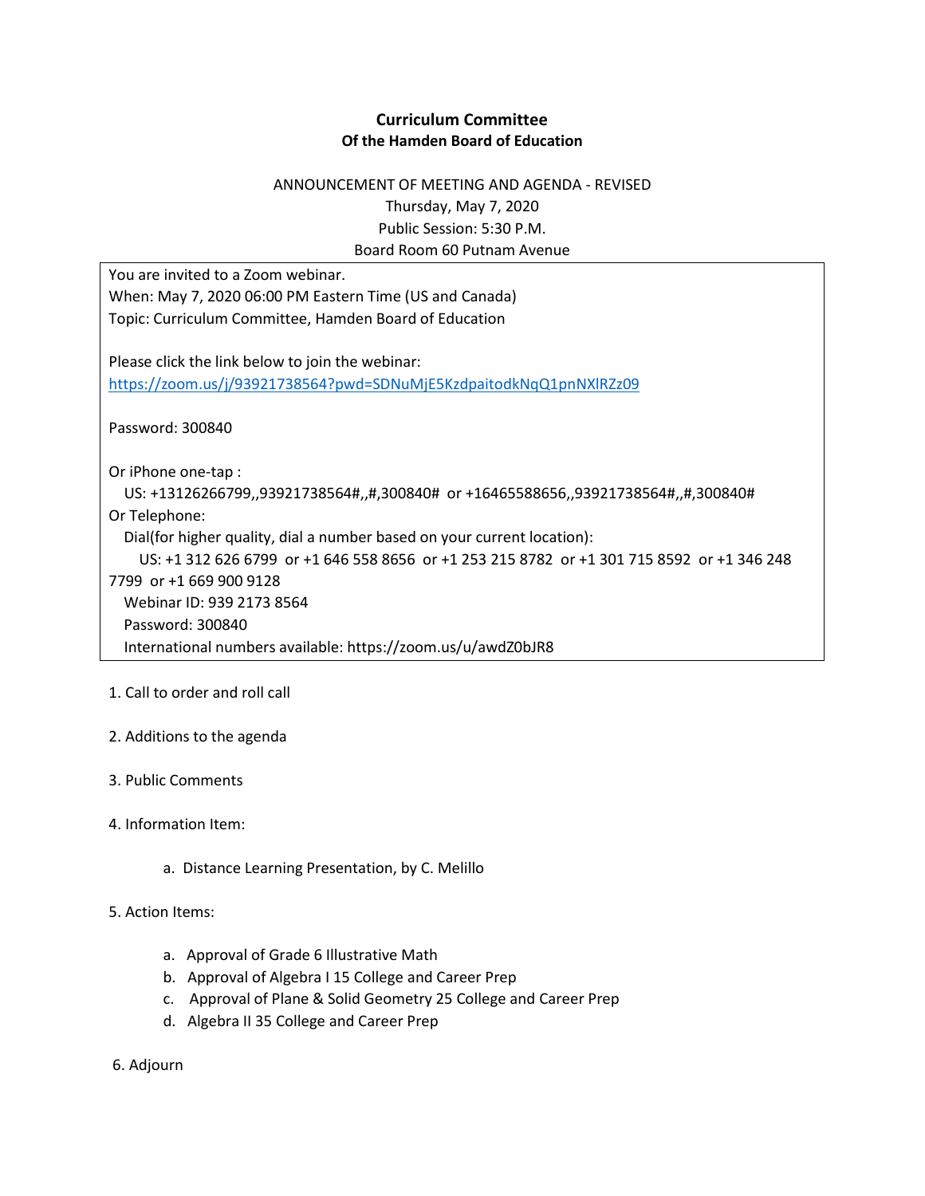**Curriculum Committee**
**Of the Hamden Board of Education**

ANNOUNCEMENT OF MEETING AND AGENDA - REVISED
Thursday, May 7, 2020
Public Session: 5:30 P.M.
Board Room 60 Putnam Avenue

You are invited to a Zoom webinar.
When: May 7, 2020 06:00 PM Eastern Time (US and Canada)
Topic: Curriculum Committee, Hamden Board of Education

Please click the link below to join the webinar:
https://zoom.us/j/93921738564?pwd=SDNuMjE5KzdpaitodkNqQ1pnNXlRZz09

Password: 300840

Or iPhone one-tap :
US: +13126266799,,93921738564#,,#,300840# or +16465588656,,93921738564#,,#,300840#
Or Telephone:
Dial(for higher quality, dial a number based on your current location):
US: +1 312 626 6799 or +1 646 558 8656 or +1 253 215 8782 or +1 301 715 8592 or +1 346 248 7799 or +1 669 900 9128
Webinar ID: 939 2173 8564
Password: 300840
International numbers available: https://zoom.us/u/awdZ0bJR8

1. Call to order and roll call

2. Additions to the agenda

3. Public Comments

4. Information Item:

   a. Distance Learning Presentation, by C. Melillo

5. Action Items:

   a. Approval of Grade 6 Illustrative Math
   b. Approval of Algebra I 15 College and Career Prep
   c. Approval of Plane & Solid Geometry 25 College and Career Prep
   d. Algebra II 35 College and Career Prep

6. Adjourn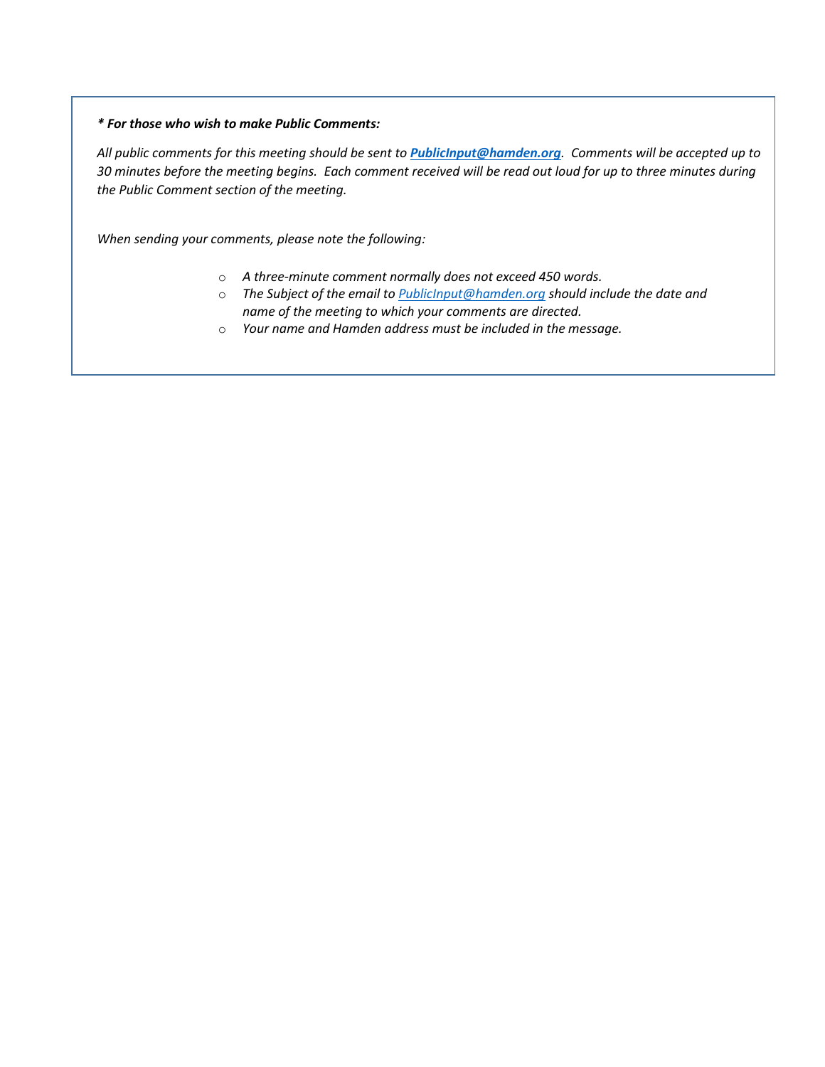***\* For those who wish to make Public Comments:***

*All public comments for this meeting should be sent to **PublicInput@hamden.org**. Comments will be accepted up to 30 minutes before the meeting begins. Each comment received will be read out loud for up to three minutes during the Public Comment section of the meeting.*

*When sending your comments, please note the following:*

- *A three-minute comment normally does not exceed 450 words.*
- *The Subject of the email to PublicInput@hamden.org should include the date and name of the meeting to which your comments are directed.*
- *Your name and Hamden address must be included in the message.*